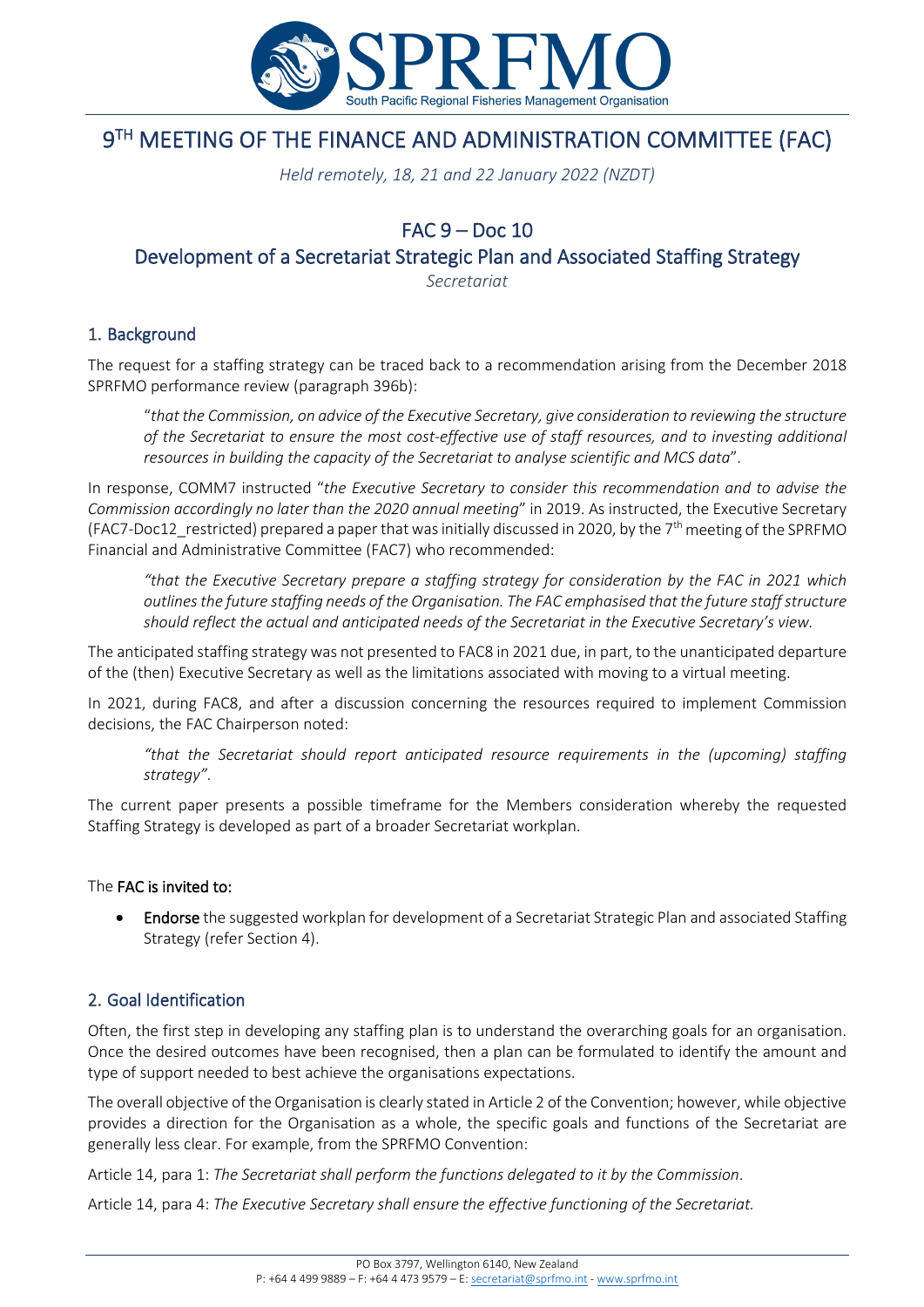# 9[TH] MEETING OF THE FINANCE AND ADMINISTRATION COMMITTEE (FAC)

*Held remotely, 18, 21 and 22 January 2022 (NZDT)*

## FAC 9 – Doc 10
## Development of a Secretariat Strategic Plan and Associated Staffing Strategy

*Secretariat*

### 1. Background

The request for a staffing strategy can be traced back to a recommendation arising from the December 2018 SPRFMO performance review (paragraph 396b):

> "*that the Commission, on advice of the Executive Secretary, give consideration to reviewing the structure of the Secretariat to ensure the most cost-effective use of staff resources, and to investing additional resources in building the capacity of the Secretariat to analyse scientific and MCS data*".

In response, COMM7 instructed "*the Executive Secretary to consider this recommendation and to advise the Commission accordingly no later than the 2020 annual meeting*" in 2019. As instructed, the Executive Secretary (FAC7-Doc12_restricted) prepared a paper that was initially discussed in 2020, by the 7[th] meeting of the SPRFMO Financial and Administrative Committee (FAC7) who recommended:

> *"that the Executive Secretary prepare a staffing strategy for consideration by the FAC in 2021 which outlines the future staffing needs of the Organisation. The FAC emphasised that the future staff structure should reflect the actual and anticipated needs of the Secretariat in the Executive Secretary's view.*

The anticipated staffing strategy was not presented to FAC8 in 2021 due, in part, to the unanticipated departure of the (then) Executive Secretary as well as the limitations associated with moving to a virtual meeting.

In 2021, during FAC8, and after a discussion concerning the resources required to implement Commission decisions, the FAC Chairperson noted:

> *"that the Secretariat should report anticipated resource requirements in the (upcoming) staffing strategy".*

The current paper presents a possible timeframe for the Members consideration whereby the requested Staffing Strategy is developed as part of a broader Secretariat workplan.

The **FAC is invited to:**

- **Endorse** the suggested workplan for development of a Secretariat Strategic Plan and associated Staffing Strategy (refer Section 4).

### 2. Goal Identification

Often, the first step in developing any staffing plan is to understand the overarching goals for an organisation. Once the desired outcomes have been recognised, then a plan can be formulated to identify the amount and type of support needed to best achieve the organisations expectations.

The overall objective of the Organisation is clearly stated in Article 2 of the Convention; however, while objective provides a direction for the Organisation as a whole, the specific goals and functions of the Secretariat are generally less clear. For example, from the SPRFMO Convention:

Article 14, para 1: *The Secretariat shall perform the functions delegated to it by the Commission*.

Article 14, para 4: *The Executive Secretary shall ensure the effective functioning of the Secretariat.*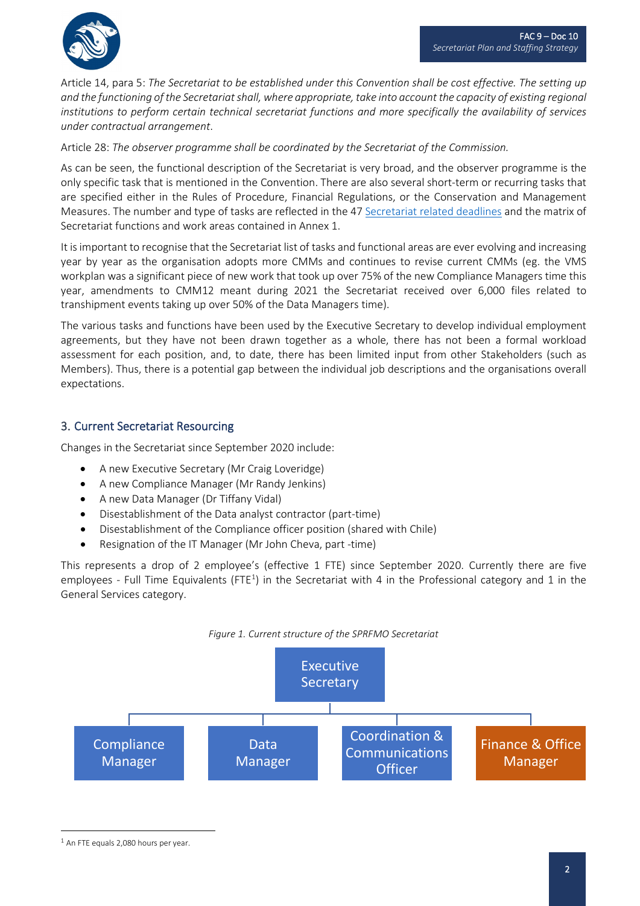Article 14, para 5: *The Secretariat to be established under this Convention shall be cost effective. The setting up and the functioning of the Secretariat shall, where appropriate, take into account the capacity of existing regional institutions to perform certain technical secretariat functions and more specifically the availability of services under contractual arrangement*.

Article 28: *The observer programme shall be coordinated by the Secretariat of the Commission.*

As can be seen, the functional description of the Secretariat is very broad, and the observer programme is the only specific task that is mentioned in the Convention. There are also several short-term or recurring tasks that are specified either in the Rules of Procedure, Financial Regulations, or the Conservation and Management Measures. The number and type of tasks are reflected in the 47 Secretariat related deadlines and the matrix of Secretariat functions and work areas contained in Annex 1.

It is important to recognise that the Secretariat list of tasks and functional areas are ever evolving and increasing year by year as the organisation adopts more CMMs and continues to revise current CMMs (eg. the VMS workplan was a significant piece of new work that took up over 75% of the new Compliance Managers time this year, amendments to CMM12 meant during 2021 the Secretariat received over 6,000 files related to transhipment events taking up over 50% of the Data Managers time).

The various tasks and functions have been used by the Executive Secretary to develop individual employment agreements, but they have not been drawn together as a whole, there has not been a formal workload assessment for each position, and, to date, there has been limited input from other Stakeholders (such as Members). Thus, there is a potential gap between the individual job descriptions and the organisations overall expectations.

## 3. Current Secretariat Resourcing

Changes in the Secretariat since September 2020 include:

- A new Executive Secretary (Mr Craig Loveridge)
- A new Compliance Manager (Mr Randy Jenkins)
- A new Data Manager (Dr Tiffany Vidal)
- Disestablishment of the Data analyst contractor (part-time)
- Disestablishment of the Compliance officer position (shared with Chile)
- Resignation of the IT Manager (Mr John Cheva, part -time)

This represents a drop of 2 employee's (effective 1 FTE) since September 2020. Currently there are five employees - Full Time Equivalents (FTE[1]) in the Secretariat with 4 in the Professional category and 1 in the General Services category.

*Figure 1. Current structure of the SPRFMO Secretariat*

Executive Secretary
- Compliance Manager
- Data Manager
- Coordination & Communications Officer
- Finance & Office Manager

[1] An FTE equals 2,080 hours per year.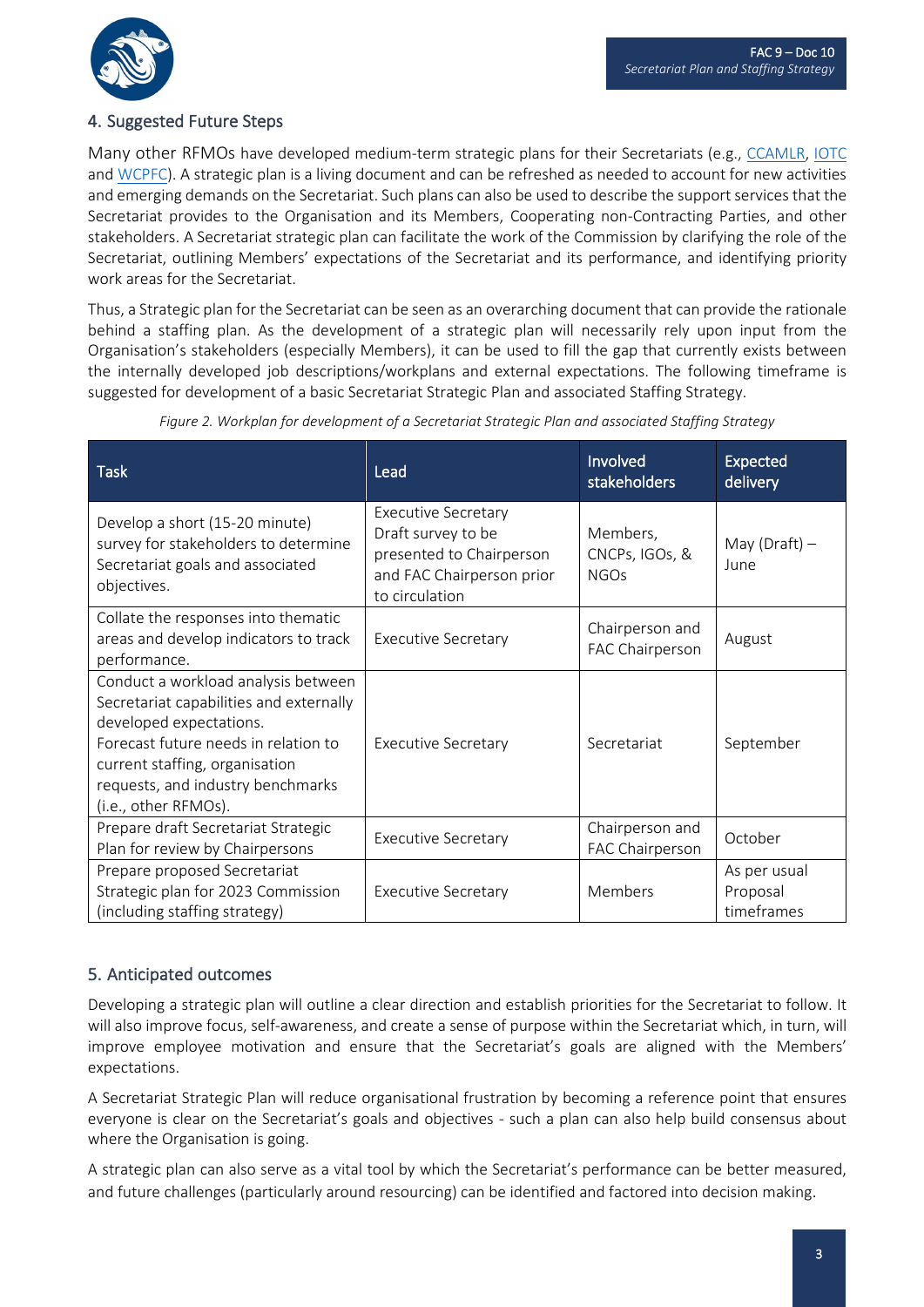## 4. Suggested Future Steps

Many other RFMOs have developed medium-term strategic plans for their Secretariats (e.g., CCAMLR, IOTC and WCPFC). A strategic plan is a living document and can be refreshed as needed to account for new activities and emerging demands on the Secretariat. Such plans can also be used to describe the support services that the Secretariat provides to the Organisation and its Members, Cooperating non-Contracting Parties, and other stakeholders. A Secretariat strategic plan can facilitate the work of the Commission by clarifying the role of the Secretariat, outlining Members' expectations of the Secretariat and its performance, and identifying priority work areas for the Secretariat.

Thus, a Strategic plan for the Secretariat can be seen as an overarching document that can provide the rationale behind a staffing plan. As the development of a strategic plan will necessarily rely upon input from the Organisation's stakeholders (especially Members), it can be used to fill the gap that currently exists between the internally developed job descriptions/workplans and external expectations. The following timeframe is suggested for development of a basic Secretariat Strategic Plan and associated Staffing Strategy.

*Figure 2. Workplan for development of a Secretariat Strategic Plan and associated Staffing Strategy*

| Task | Lead | Involved stakeholders | Expected delivery |
|---|---|---|---|
| Develop a short (15-20 minute) survey for stakeholders to determine Secretariat goals and associated objectives. | Executive Secretary Draft survey to be presented to Chairperson and FAC Chairperson prior to circulation | Members, CNCPs, IGOs, & NGOs | May (Draft) – June |
| Collate the responses into thematic areas and develop indicators to track performance. | Executive Secretary | Chairperson and FAC Chairperson | August |
| Conduct a workload analysis between Secretariat capabilities and externally developed expectations. Forecast future needs in relation to current staffing, organisation requests, and industry benchmarks (i.e., other RFMOs). | Executive Secretary | Secretariat | September |
| Prepare draft Secretariat Strategic Plan for review by Chairpersons | Executive Secretary | Chairperson and FAC Chairperson | October |
| Prepare proposed Secretariat Strategic plan for 2023 Commission (including staffing strategy) | Executive Secretary | Members | As per usual Proposal timeframes |

## 5. Anticipated outcomes

Developing a strategic plan will outline a clear direction and establish priorities for the Secretariat to follow. It will also improve focus, self-awareness, and create a sense of purpose within the Secretariat which, in turn, will improve employee motivation and ensure that the Secretariat's goals are aligned with the Members' expectations.

A Secretariat Strategic Plan will reduce organisational frustration by becoming a reference point that ensures everyone is clear on the Secretariat's goals and objectives - such a plan can also help build consensus about where the Organisation is going.

A strategic plan can also serve as a vital tool by which the Secretariat's performance can be better measured, and future challenges (particularly around resourcing) can be identified and factored into decision making.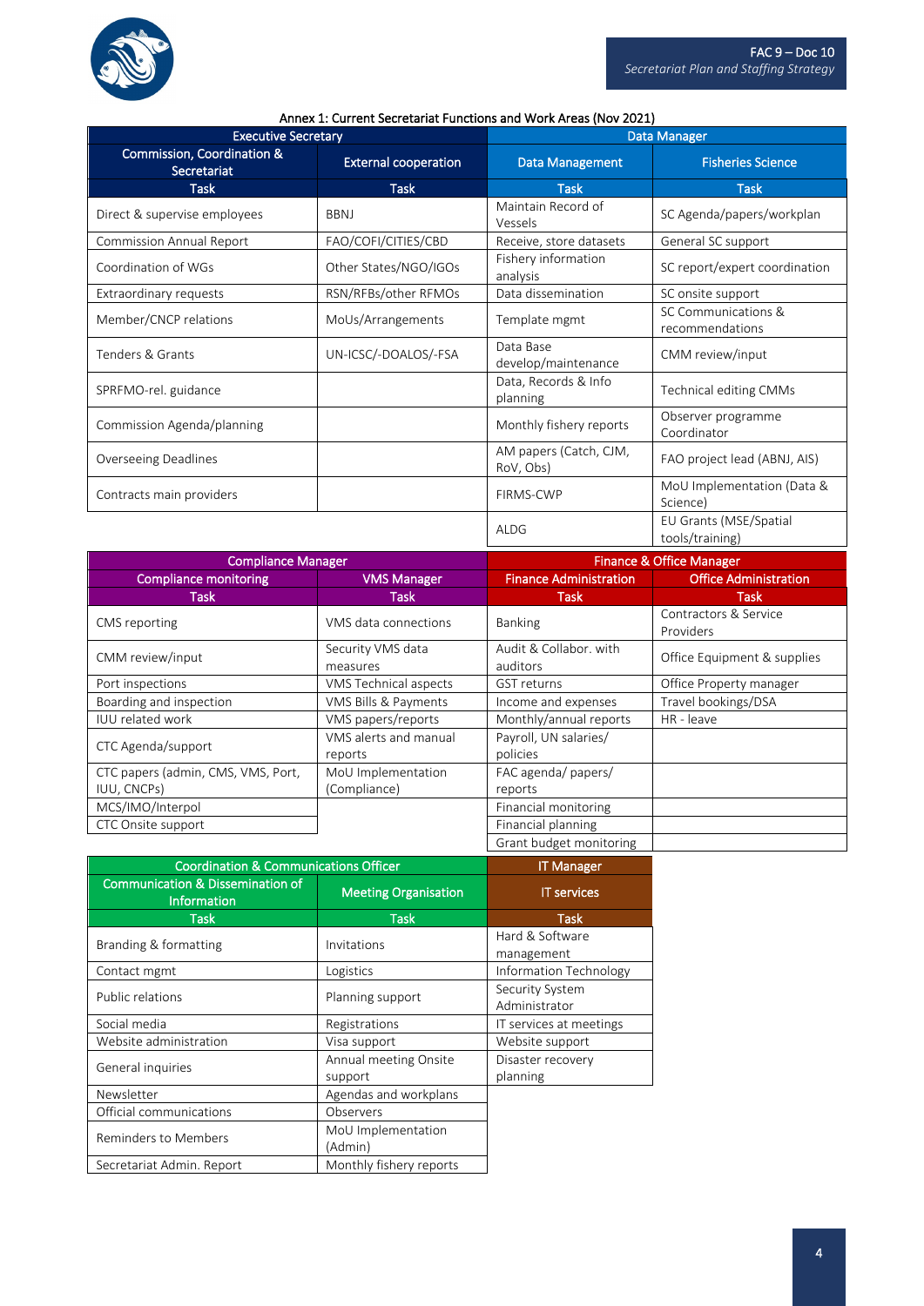### Annex 1: Current Secretariat Functions and Work Areas (Nov 2021)

| Executive Secretary | | Data Manager | |
|---|---|---|---|
| Commission, Coordination & Secretariat | External cooperation | Data Management | Fisheries Science |
| Task | Task | Task | Task |
| Direct & supervise employees | BBNJ | Maintain Record of Vessels | SC Agenda/papers/workplan |
| Commission Annual Report | FAO/COFI/CITIES/CBD | Receive, store datasets | General SC support |
| Coordination of WGs | Other States/NGO/IGOs | Fishery information analysis | SC report/expert coordination |
| Extraordinary requests | RSN/RFBs/other RFMOs | Data dissemination | SC onsite support |
| Member/CNCP relations | MoUs/Arrangements | Template mgmt | SC Communications & recommendations |
| Tenders & Grants | UN-ICSC/-DOALOS/-FSA | Data Base develop/maintenance | CMM review/input |
| SPRFMO-rel. guidance | | Data, Records & Info planning | Technical editing CMMs |
| Commission Agenda/planning | | Monthly fishery reports | Observer programme Coordinator |
| Overseeing Deadlines | | AM papers (Catch, CJM, RoV, Obs) | FAO project lead (ABNJ, AIS) |
| Contracts main providers | | FIRMS-CWP | MoU Implementation (Data & Science) |
| | | ALDG | EU Grants (MSE/Spatial tools/training) |

| Compliance Manager | | Finance & Office Manager | |
|---|---|---|---|
| Compliance monitoring | VMS Manager | Finance Administration | Office Administration |
| Task | Task | Task | Task |
| CMS reporting | VMS data connections | Banking | Contractors & Service Providers |
| CMM review/input | Security VMS data measures | Audit & Collabor. with auditors | Office Equipment & supplies |
| Port inspections | VMS Technical aspects | GST returns | Office Property manager |
| Boarding and inspection | VMS Bills & Payments | Income and expenses | Travel bookings/DSA |
| IUU related work | VMS papers/reports | Monthly/annual reports | HR - leave |
| CTC Agenda/support | VMS alerts and manual reports | Payroll, UN salaries/ policies | |
| CTC papers (admin, CMS, VMS, Port, IUU, CNCPs) | MoU Implementation (Compliance) | FAC agenda/ papers/ reports | |
| MCS/IMO/Interpol | | Financial monitoring | |
| CTC Onsite support | | Financial planning | |
| | | Grant budget monitoring | |

| Coordination & Communications Officer | | IT Manager |
|---|---|---|
| Communication & Dissemination of Information | Meeting Organisation | IT services |
| Task | Task | Task |
| Branding & formatting | Invitations | Hard & Software management |
| Contact mgmt | Logistics | Information Technology |
| Public relations | Planning support | Security System Administrator |
| Social media | Registrations | IT services at meetings |
| Website administration | Visa support | Website support |
| General inquiries | Annual meeting Onsite support | Disaster recovery planning |
| Newsletter | Agendas and workplans | |
| Official communications | Observers | |
| Reminders to Members | MoU Implementation (Admin) | |
| Secretariat Admin. Report | Monthly fishery reports | |